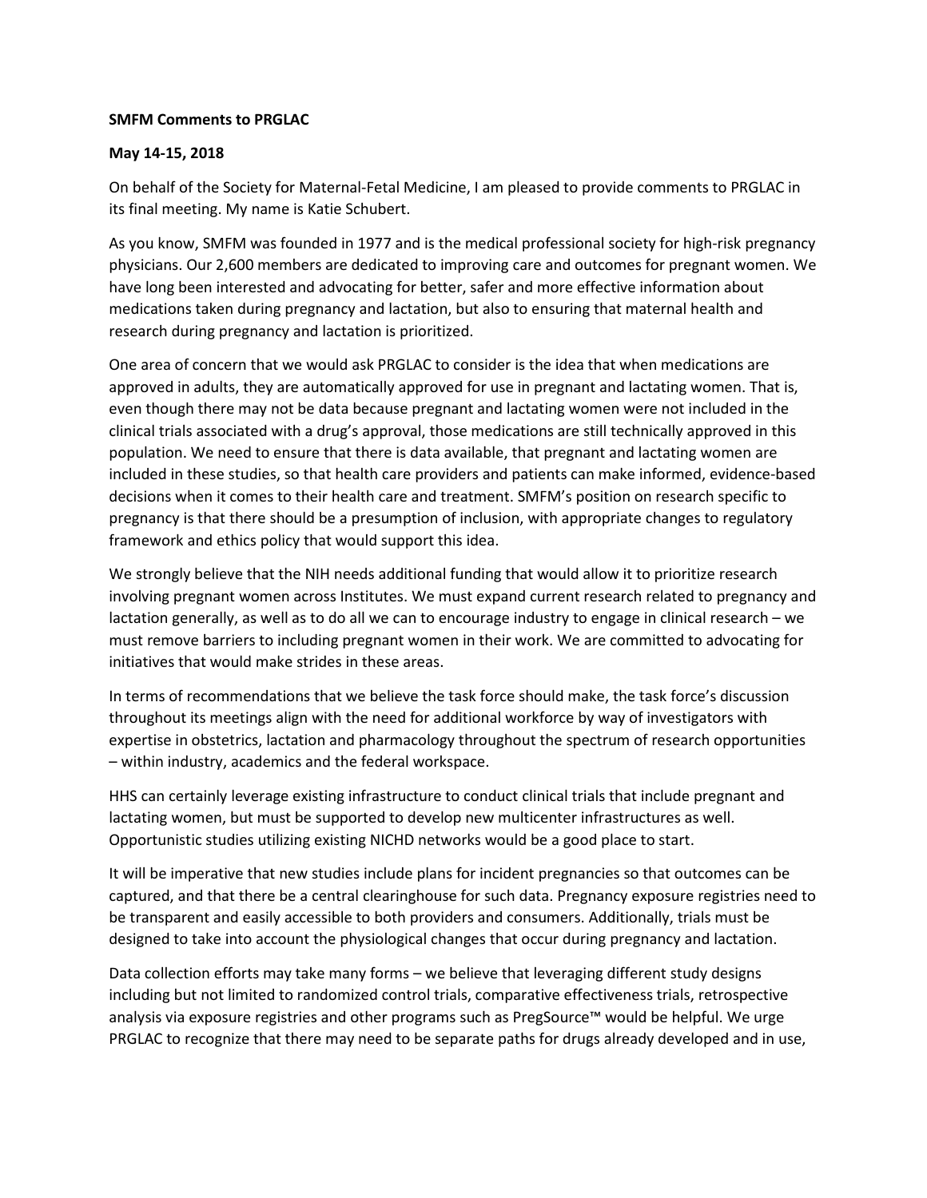**SMFM Comments to PRGLAC**

**May 14-15, 2018**

On behalf of the Society for Maternal-Fetal Medicine, I am pleased to provide comments to PRGLAC in its final meeting. My name is Katie Schubert.

As you know, SMFM was founded in 1977 and is the medical professional society for high-risk pregnancy physicians. Our 2,600 members are dedicated to improving care and outcomes for pregnant women. We have long been interested and advocating for better, safer and more effective information about medications taken during pregnancy and lactation, but also to ensuring that maternal health and research during pregnancy and lactation is prioritized.

One area of concern that we would ask PRGLAC to consider is the idea that when medications are approved in adults, they are automatically approved for use in pregnant and lactating women. That is, even though there may not be data because pregnant and lactating women were not included in the clinical trials associated with a drug's approval, those medications are still technically approved in this population. We need to ensure that there is data available, that pregnant and lactating women are included in these studies, so that health care providers and patients can make informed, evidence-based decisions when it comes to their health care and treatment. SMFM's position on research specific to pregnancy is that there should be a presumption of inclusion, with appropriate changes to regulatory framework and ethics policy that would support this idea.

We strongly believe that the NIH needs additional funding that would allow it to prioritize research involving pregnant women across Institutes. We must expand current research related to pregnancy and lactation generally, as well as to do all we can to encourage industry to engage in clinical research – we must remove barriers to including pregnant women in their work. We are committed to advocating for initiatives that would make strides in these areas.

In terms of recommendations that we believe the task force should make, the task force's discussion throughout its meetings align with the need for additional workforce by way of investigators with expertise in obstetrics, lactation and pharmacology throughout the spectrum of research opportunities – within industry, academics and the federal workspace.

HHS can certainly leverage existing infrastructure to conduct clinical trials that include pregnant and lactating women, but must be supported to develop new multicenter infrastructures as well. Opportunistic studies utilizing existing NICHD networks would be a good place to start.

It will be imperative that new studies include plans for incident pregnancies so that outcomes can be captured, and that there be a central clearinghouse for such data. Pregnancy exposure registries need to be transparent and easily accessible to both providers and consumers. Additionally, trials must be designed to take into account the physiological changes that occur during pregnancy and lactation.

Data collection efforts may take many forms – we believe that leveraging different study designs including but not limited to randomized control trials, comparative effectiveness trials, retrospective analysis via exposure registries and other programs such as PregSource™ would be helpful. We urge PRGLAC to recognize that there may need to be separate paths for drugs already developed and in use,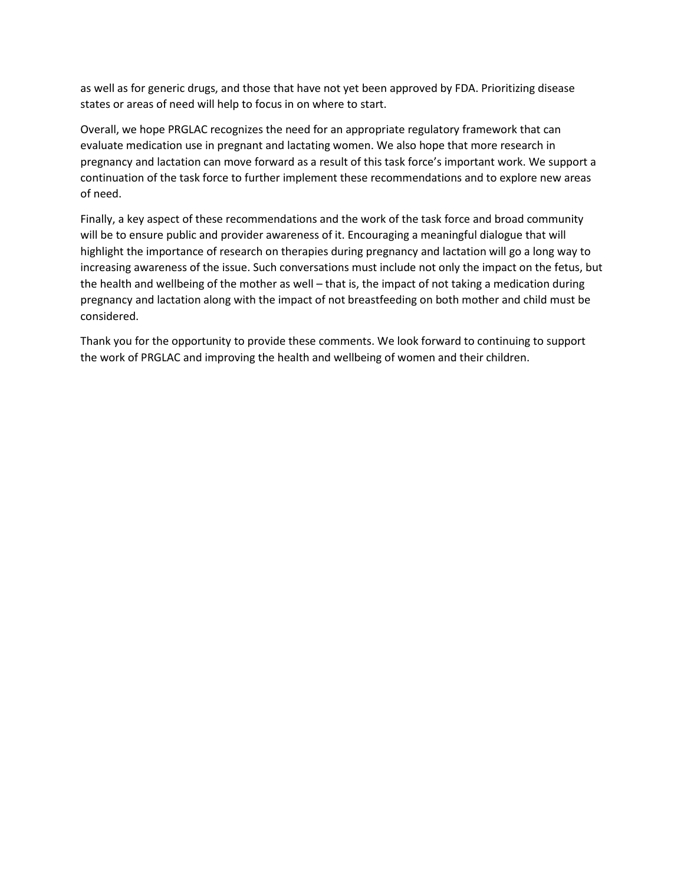as well as for generic drugs, and those that have not yet been approved by FDA. Prioritizing disease states or areas of need will help to focus in on where to start.

Overall, we hope PRGLAC recognizes the need for an appropriate regulatory framework that can evaluate medication use in pregnant and lactating women. We also hope that more research in pregnancy and lactation can move forward as a result of this task force's important work. We support a continuation of the task force to further implement these recommendations and to explore new areas of need.

Finally, a key aspect of these recommendations and the work of the task force and broad community will be to ensure public and provider awareness of it. Encouraging a meaningful dialogue that will highlight the importance of research on therapies during pregnancy and lactation will go a long way to increasing awareness of the issue. Such conversations must include not only the impact on the fetus, but the health and wellbeing of the mother as well – that is, the impact of not taking a medication during pregnancy and lactation along with the impact of not breastfeeding on both mother and child must be considered.

Thank you for the opportunity to provide these comments. We look forward to continuing to support the work of PRGLAC and improving the health and wellbeing of women and their children.